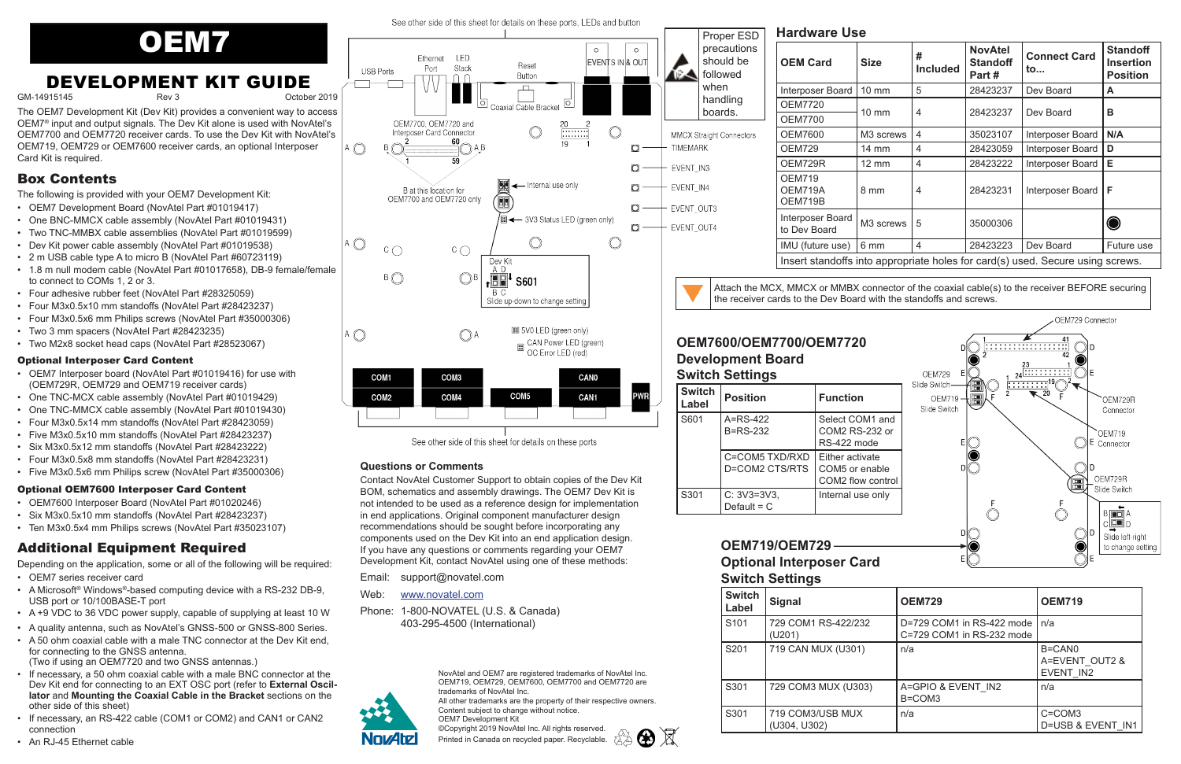# OEM7

## DEVELOPMENT KIT GUIDE

GM-14915145 Rev 3 October 2019

The OEM7 Development Kit (Dev Kit) provides a convenient way to access OEM7® input and output signals. The Dev Kit alone is used with NovAtel's OEM7700 and OEM7720 receiver cards. To use the Dev Kit with NovAtel's OEM719, OEM729 or OEM7600 receiver cards, an optional Interposer Card Kit is required.

## Box Contents

The following is provided with your OEM7 Development Kit:

- OEM7 Development Board (NovAtel Part #01019417)
- One BNC-MMCX cable assembly (NovAtel Part #01019431)
- Two TNC-MMBX cable assemblies (NovAtel Part #01019599)
- Dev Kit power cable assembly (NovAtel Part #01019538)
- 2 m USB cable type A to micro B (NovAtel Part #60723119)
- 1.8 m null modem cable (NovAtel Part #01017658), DB-9 female/female to connect to COMs 1, 2 or 3.
- Four adhesive rubber feet (NovAtel Part #28325059)
- Four M3x0.5x10 mm standoffs (NovAtel Part #28423237)
- Four M3x0.5x6 mm Philips screws (NovAtel Part #35000306)
- Two 3 mm spacers (NovAtel Part #28423235)
- Two M2x8 socket head caps (NovAtel Part #28523067)

### Optional Interposer Card Content

- OEM7 Interposer board (NovAtel Part #01019416) for use with (OEM729R, OEM729 and OEM719 receiver cards)
- One TNC-MMBX cable assembly (NovAtel Part #01019429)
- One TNC-MCX cable assembly (NovAtel Part #01019430)
- Four M3x0.5x14 mm standoffs (NovAtel Part #28423059)
- Five M3x0.5x10 mm standoffs (NovAtel Part #28423237)
- Six M3x0.5x12 mm standoffs (NovAtel Part #28423222)
- Four M3x0.5x8 mm standoffs (NovAtel Part #28423231)
- Five M3x0.5x6 mm Philips screw (NovAtel Part #35000306)

### Optional OEM7600 Interposer Card Content

- OEM7600 Interposer Board (NovAtel Part #01020246)
- Six M3x0.5x10 mm standoffs (NovAtel Part #28423237)
- Ten M3x0.5x4 mm Philips screws (NovAtel Part #35023107)

## Additional Equipment Required

Depending on the application, some or all of the following will be required:

- OEM7 series receiver card
- A Microsoft® Windows®-based computing device with a RS-232 DB-9, USB port or 10/100BASE-T port
- A +9 VDC to 36 VDC power supply, capable of supplying at least 10 W
- A quality antenna, such as NovAtel's GNSS-500 or GNSS-800 Series.
- A 50 ohm coaxial cable with a male TNC connector at the Dev Kit end, for connecting to the GNSS antenna. (Two if using an OEM7720 and two GNSS antennas.)
- If necessary, a 50 ohm coaxial cable with a male BNC connector at the Dev Kit end for connecting to an EXT OSC port (refer to **External Oscillator** and **Mounting the Coaxial Cable in the Bracket** sections on the other side of this sheet)
- If necessary, an RS-422 cable (COM1 or COM2) and CAN1 or CAN2 connection
- An RJ-45 Ethernet cable

See other side of this sheet for details on these ports, LEDs and button

USB Ports | Ethernet Port | LED Stack | Reset Button | EVENTS IN & OUT | Coaxial Cable Bracket | OEM7700, OEM7720 and Interposer Card Connector | B at this location for OEM7700 and OEM7720 only | Internal use only | 3V3 Status LED (green only) | Dev Kit S601 (Slide up-down to change setting) | 5V0 LED (green only) | CAN Power LED (green), OC Error LED (red) | COM1 | COM2 | COM3 | COM4 | COM5 | CAN0 | CAN1 | PWR

MMCX Straight Connectors: TIMEMARK, EVENT_IN3, EVENT_IN4, EVENT_OUT3, EVENT_OUT4

See other side of this sheet for details on these ports

Proper ESD precautions should be followed when handling boards.

## Hardware Use

| OEM Card | Size | # Included | NovAtel Standoff Part # | Connect Card to... | Standoff Insertion Position |
|---|---|---|---|---|---|
| Interposer Board | 10 mm | 5 | 28423237 | Dev Board | A |
| OEM7720<br>OEM7700 | 10 mm | 4 | 28423237 | Dev Board | B |
| OEM7600 | M3 screws | 4 | 35023107 | Interposer Board | N/A |
| OEM729 | 14 mm | 4 | 28423059 | Interposer Board | D |
| OEM729R | 12 mm | 4 | 28423222 | Interposer Board | E |
| OEM719<br>OEM719A<br>OEM719B | 8 mm | 4 | 28423231 | Interposer Board | F |
| Interposer Board to Dev Board | M3 screws | 5 | 35000306 | | ● |
| IMU (future use) | 6 mm | 4 | 28423223 | Dev Board | Future use |
| Insert standoffs into appropriate holes for card(s) used. Secure using screws. | | | | | |

Attach the MCX, MMCX or MMBX connector of the coaxial cable(s) to the receiver BEFORE securing the receiver cards to the Dev Board with the standoffs and screws.

## OEM7600/OEM7700/OEM7720 Development Board Switch Settings

| Switch Label | Position | Function |
|---|---|---|
| S601 | A=RS-422<br>B=RS-232 | Select COM1 and COM2 RS-232 or RS-422 mode |
| | C=COM5 TXD/RXD<br>D=COM2 CTS/RTS | Either activate COM5 or enable COM2 flow control |
| S301 | C: 3V3=3V3,<br>Default = C | Internal use only |

OEM729 Connector | OEM729 Slide Switch | OEM719 Slide Switch | OEM729R Connector | OEM719 Connector | OEM729R Slide Switch | Slide left-right to change setting

## OEM719/OEM729 Optional Interposer Card Switch Settings

| Switch Label | Signal | OEM729 | OEM719 |
|---|---|---|---|
| S101 | 729 COM1 RS-422/232 (U201) | D=729 COM1 in RS-422 mode<br>C=729 COM1 in RS-232 mode | n/a |
| S201 | 719 CAN MUX (U301) | n/a | B=CAN0<br>A=EVENT_OUT2 & EVENT_IN2 |
| S301 | 729 COM3 MUX (U303) | A=GPIO & EVENT_IN2<br>B=COM3 | n/a |
| S301 | 719 COM3/USB MUX (U304, U302) | n/a | C=COM3<br>D=USB & EVENT_IN1 |

### Questions or Comments

Contact NovAtel Customer Support to obtain copies of the Dev Kit BOM, schematics and assembly drawings. The OEM7 Dev Kit is not intended to be used as a reference design for implementation in end applications. Original component manufacturer design recommendations should be sought before incorporating any components used on the Dev Kit into an end application design. If you have any questions or comments regarding your OEM7 Development Kit, contact NovAtel using one of these methods:

Email: support@novatel.com

Web: www.novatel.com

Phone: 1-800-NOVATEL (U.S. & Canada)
403-295-4500 (International)

NovAtel and OEM7 are registered trademarks of NovAtel Inc. OEM719, OEM729, OEM7600, OEM7700 and OEM7720 are trademarks of NovAtel Inc.
All other trademarks are the property of their respective owners.
Content subject to change without notice.
OEM7 Development Kit
©Copyright 2019 NovAtel Inc. All rights reserved.
Printed in Canada on recycled paper. Recyclable.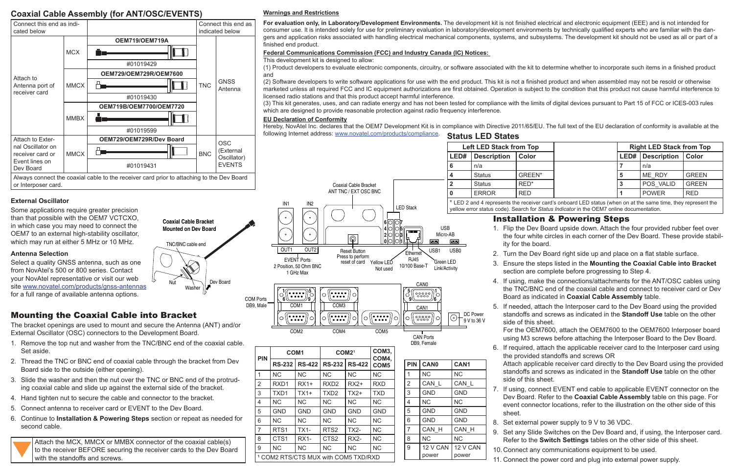## Coaxial Cable Assembly (for ANT/OSC/EVENTS)

| Connect this end as indicated below | | | Connect this end as indicated below | |
|---|---|---|---|---|
| Attach to Antenna port of receiver card | MCX | OEM719/OEM719A | TNC | GNSS Antenna |
| | | #01019429 | | |
| | MMCX | OEM729/OEM729R/OEM7600 | | |
| | | #01019430 | | |
| | MMBX | OEM719B/OEM7700/OEM7720 | | |
| | | #01019599 | | |
| Attach to External Oscillator on receiver card or Event lines on Dev Board | MMCX | OEM729/OEM729R/Dev Board | BNC | OSC (External Oscillator) EVENTS |
| | | #01019431 | | |

Always connect the coaxial cable to the receiver card prior to attaching to the Dev Board or Interposer card.

### External Oscillator

Some applications require greater precision than that possible with the OEM7 VCTCXO, in which case you may need to connect the OEM7 to an external high-stability oscillator, which may run at either 5 MHz or 10 MHz.

### Antenna Selection

Select a quality GNSS antenna, such as one from NovAtel's 500 or 800 series. Contact your NovAtel representative or visit our web site www.novatel.com/products/gnss-antennas for a full range of available antenna options.

Coaxial Cable Bracket Mounted on Dev Board

TNC/BNC cable end

Nut

Washer

Dev Board

## Mounting the Coaxial Cable into Bracket

The bracket openings are used to mount and secure the Antenna (ANT) and/or External Oscillator (OSC) connectors to the Development Board.

1. Remove the top nut and washer from the TNC/BNC end of the coaxial cable. Set aside.
2. Thread the TNC or BNC end of coaxial cable through the bracket from Dev Board side to the outside (either opening).
3. Slide the washer and then the nut over the TNC or BNC end of the protruding coaxial cable and slide up against the external side of the bracket.
4. Hand tighten nut to secure the cable and connector to the bracket.
5. Connect antenna to receiver card or EVENT to the Dev Board.
6. Continue to **Installation & Powering Steps** section or repeat as needed for second cable.

Attach the MCX, MMCX or MMBX connector of the coaxial cable(s) to the receiver BEFORE securing the receiver cards to the Dev Board with the standoffs and screws.

## Warnings and Restrictions

**For evaluation only, in Laboratory/Development Environments.** The development kit is not finished electrical and electronic equipment (EEE) and is not intended for consumer use. It is intended solely for use for preliminary evaluation in laboratory/development environments by technically qualified experts who are familiar with the dangers and application risks associated with handling electrical mechanical components, systems, and subsystems. The development kit should not be used as all or part of a finished end product.

**Federal Communications Commission (FCC) and Industry Canada (IC) Notices:**

This development kit is designed to allow:

(1) Product developers to evaluate electronic components, circuitry, or software associated with the kit to determine whether to incorporate such items in a finished product and

(2) Software developers to write software applications for use with the end product. This kit is not a finished product and when assembled may not be resold or otherwise marketed unless all required FCC and IC equipment authorizations are first obtained. Operation is subject to the condition that this product not cause harmful interference to licensed radio stations and that this product accept harmful interference.

(3) This kit generates, uses, and can radiate energy and has not been tested for compliance with the limits of digital devices pursuant to Part 15 of FCC or ICES-003 rules which are designed to provide reasonable protection against radio frequency interference.

**EU Declaration of Conformity**

Hereby, NovAtel Inc. declares that the OEM7 Development Kit is in compliance with Directive 2011/65/EU. The full text of the EU declaration of conformity is available at the following Internet address: www.novatel.com/products/compliance.

Coaxial Cable Bracket ANT TNC / EXT OSC BNC

IN1 IN2 LED Stack

OUT1 OUT2 EVENT Ports 2 Position, 50 Ohm BNC 1 GHz Max

Reset Button Press to perform reset of card

Yellow LED Not used

Ethernet RJ45 10/100 Base-T

Green LED Link/Activity

USB Micro-AB USB1 USB0

COM Ports DB9, Male

COM1 COM3 COM2 COM4 COM5

CAN0 CAN1 CAN Ports DB9, Female

DC Power 9 V to 36 V

| PIN | COM1 | | COM2[1] | | COM3, COM4, COM5 |
|---|---|---|---|---|---|
| | RS-232 | RS-422 | RS-232 | RS-422 | |
| 1 | NC | NC | NC | NC | NC |
| 2 | RXD1 | RX1+ | RXD2 | RX2+ | RXD |
| 3 | TXD1 | TX1+ | TXD2 | TX2+ | TXD |
| 4 | NC | NC | NC | NC | NC |
| 5 | GND | GND | GND | GND | GND |
| 6 | NC | NC | NC | NC | NC |
| 7 | RTS1 | TX1- | RTS2 | TX2- | NC |
| 8 | CTS1 | RX1- | CTS2 | RX2- | NC |
| 9 | NC | NC | NC | NC | NC |

[1] COM2 RTS/CTS MUX with COM5 TXD/RXD

| PIN | CAN0 | CAN1 |
|---|---|---|
| 1 | NC | NC |
| 2 | CAN_L | CAN_L |
| 3 | GND | GND |
| 4 | NC | NC |
| 5 | GND | GND |
| 6 | GND | GND |
| 7 | CAN_H | CAN_H |
| 8 | NC | NC |
| 9 | 12 V CAN power | 12 V CAN power |

## Status LED States

| Left LED Stack from Top | | | | Right LED Stack from Top | | |
|---|---|---|---|---|---|---|
| LED# | Description | Color | | LED# | Description | Color |
| 6 | n/a | | | 7 | n/a | |
| 4 | Status | GREEN* | | 5 | ME_RDY | GREEN |
| 2 | Status | RED* | | 3 | POS_VALID | GREEN |
| 0 | ERROR | RED | | 1 | POWER | RED |

\* LED 2 and 4 represents the receiver card's onboard LED status (when on at the same time, they represent the yellow error status code). Search for *Status Indicator* in the OEM7 online documentation.

## Installation & Powering Steps

1. Flip the Dev Board upside down. Attach the four provided rubber feet over the four white circles in each corner of the Dev Board. These provide stability for the board.
2. Turn the Dev Board right side up and place on a flat stable surface.
3. Ensure the steps listed in the **Mounting the Coaxial Cable into Bracket** section are complete before progressing to Step 4.
4. If using, make the connections/attachments for the ANT/OSC cables using the TNC/BNC end of the coaxial cable and connect to receiver card or Dev Board as indicated in **Coaxial Cable Assembly** table.
5. If needed, attach the Interposer card to the Dev Board using the provided standoffs and screws as indicated in the **Standoff Use** table on the other side of this sheet.
   For the OEM7600, attach the OEM7600 to the OEM7600 Interposer board using M3 screws before attaching the Interposer Board to the Dev Board.
6. If required, attach the applicable receiver card to the Interposer card using the provided standoffs and screws OR
   Attach applicable receiver card directly to the Dev Board using the provided standoffs and screws as indicated in the **Standoff Use** table on the other side of this sheet.
7. If using, connect EVENT end cable to applicable EVENT connector on the Dev Board. Refer to the **Coaxial Cable Assembly** table on this page. For event connector locations, refer to the illustration on the other side of this sheet.
8. Set external power supply to 9 V to 36 VDC.
9. Set any Slide Switches on the Dev Board and, if using, the Interposer card. Refer to the **Switch Settings** tables on the other side of this sheet.
10. Connect any communications equipment to be used.
11. Connect the power cord and plug into external power supply.